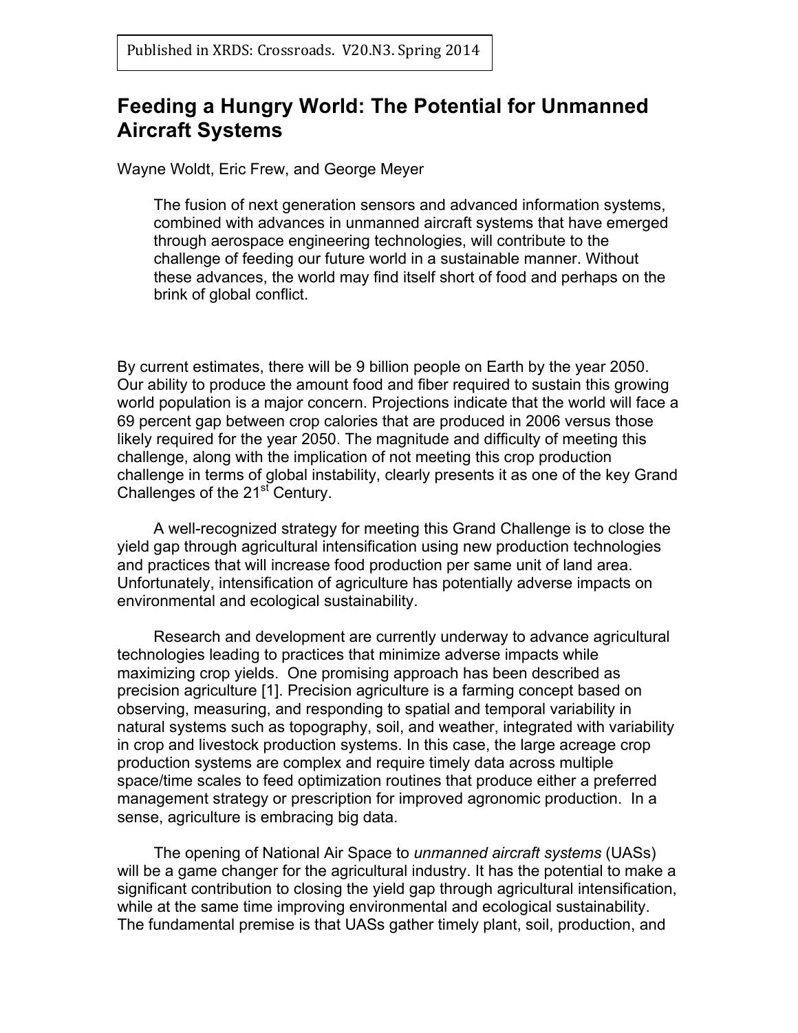Published in XRDS: Crossroads. V20.N3. Spring 2014

# Feeding a Hungry World: The Potential for Unmanned Aircraft Systems

Wayne Woldt, Eric Frew, and George Meyer

> The fusion of next generation sensors and advanced information systems, combined with advances in unmanned aircraft systems that have emerged through aerospace engineering technologies, will contribute to the challenge of feeding our future world in a sustainable manner. Without these advances, the world may find itself short of food and perhaps on the brink of global conflict.

By current estimates, there will be 9 billion people on Earth by the year 2050. Our ability to produce the amount food and fiber required to sustain this growing world population is a major concern. Projections indicate that the world will face a 69 percent gap between crop calories that are produced in 2006 versus those likely required for the year 2050. The magnitude and difficulty of meeting this challenge, along with the implication of not meeting this crop production challenge in terms of global instability, clearly presents it as one of the key Grand Challenges of the 21st Century.

A well-recognized strategy for meeting this Grand Challenge is to close the yield gap through agricultural intensification using new production technologies and practices that will increase food production per same unit of land area. Unfortunately, intensification of agriculture has potentially adverse impacts on environmental and ecological sustainability.

Research and development are currently underway to advance agricultural technologies leading to practices that minimize adverse impacts while maximizing crop yields. One promising approach has been described as precision agriculture [1]. Precision agriculture is a farming concept based on observing, measuring, and responding to spatial and temporal variability in natural systems such as topography, soil, and weather, integrated with variability in crop and livestock production systems. In this case, the large acreage crop production systems are complex and require timely data across multiple space/time scales to feed optimization routines that produce either a preferred management strategy or prescription for improved agronomic production. In a sense, agriculture is embracing big data.

The opening of National Air Space to *unmanned aircraft systems* (UASs) will be a game changer for the agricultural industry. It has the potential to make a significant contribution to closing the yield gap through agricultural intensification, while at the same time improving environmental and ecological sustainability. The fundamental premise is that UASs gather timely plant, soil, production, and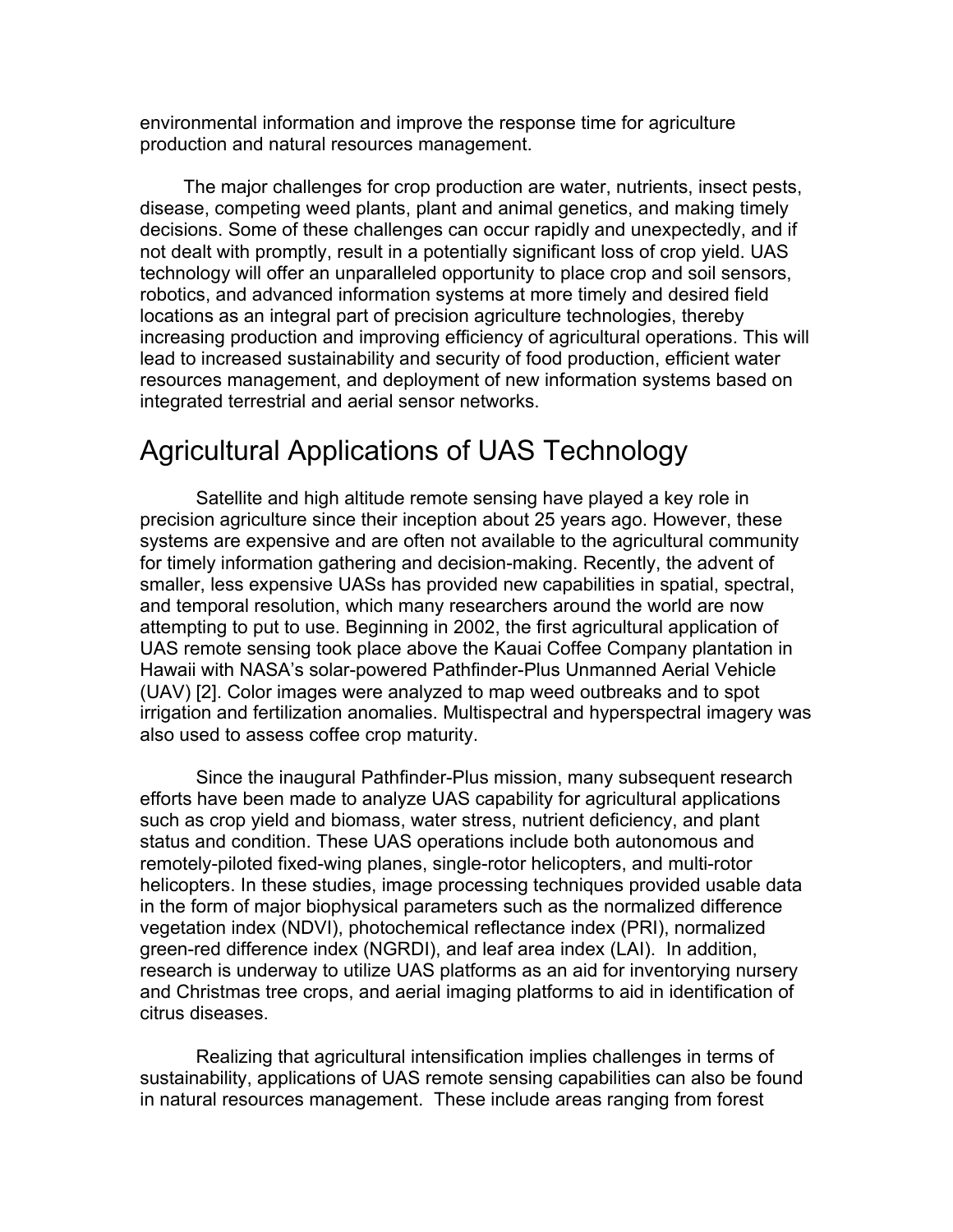environmental information and improve the response time for agriculture production and natural resources management.

The major challenges for crop production are water, nutrients, insect pests, disease, competing weed plants, plant and animal genetics, and making timely decisions. Some of these challenges can occur rapidly and unexpectedly, and if not dealt with promptly, result in a potentially significant loss of crop yield. UAS technology will offer an unparalleled opportunity to place crop and soil sensors, robotics, and advanced information systems at more timely and desired field locations as an integral part of precision agriculture technologies, thereby increasing production and improving efficiency of agricultural operations. This will lead to increased sustainability and security of food production, efficient water resources management, and deployment of new information systems based on integrated terrestrial and aerial sensor networks.

# Agricultural Applications of UAS Technology

Satellite and high altitude remote sensing have played a key role in precision agriculture since their inception about 25 years ago. However, these systems are expensive and are often not available to the agricultural community for timely information gathering and decision-making. Recently, the advent of smaller, less expensive UASs has provided new capabilities in spatial, spectral, and temporal resolution, which many researchers around the world are now attempting to put to use. Beginning in 2002, the first agricultural application of UAS remote sensing took place above the Kauai Coffee Company plantation in Hawaii with NASA's solar-powered Pathfinder-Plus Unmanned Aerial Vehicle (UAV) [2]. Color images were analyzed to map weed outbreaks and to spot irrigation and fertilization anomalies. Multispectral and hyperspectral imagery was also used to assess coffee crop maturity.

Since the inaugural Pathfinder-Plus mission, many subsequent research efforts have been made to analyze UAS capability for agricultural applications such as crop yield and biomass, water stress, nutrient deficiency, and plant status and condition. These UAS operations include both autonomous and remotely-piloted fixed-wing planes, single-rotor helicopters, and multi-rotor helicopters. In these studies, image processing techniques provided usable data in the form of major biophysical parameters such as the normalized difference vegetation index (NDVI), photochemical reflectance index (PRI), normalized green-red difference index (NGRDI), and leaf area index (LAI). In addition, research is underway to utilize UAS platforms as an aid for inventorying nursery and Christmas tree crops, and aerial imaging platforms to aid in identification of citrus diseases.

Realizing that agricultural intensification implies challenges in terms of sustainability, applications of UAS remote sensing capabilities can also be found in natural resources management. These include areas ranging from forest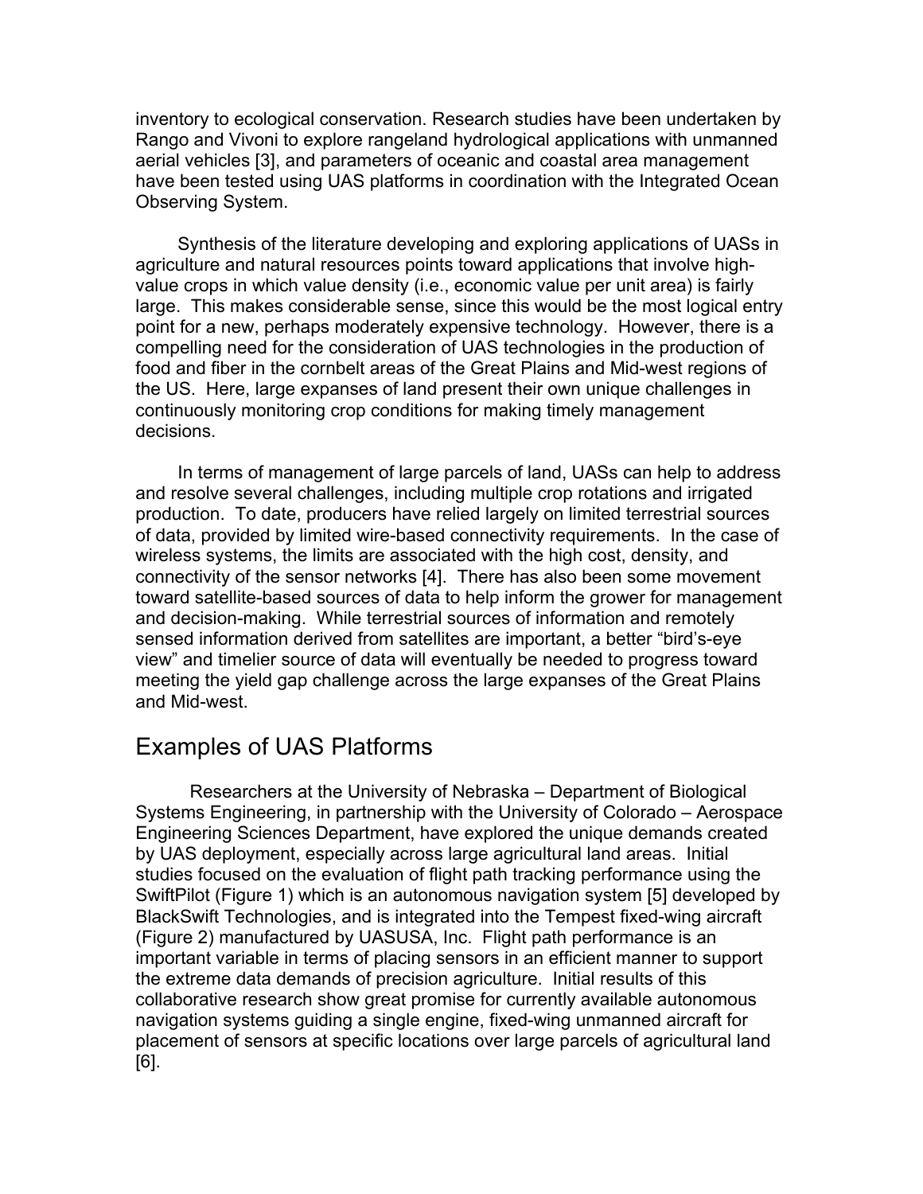inventory to ecological conservation. Research studies have been undertaken by Rango and Vivoni to explore rangeland hydrological applications with unmanned aerial vehicles [3], and parameters of oceanic and coastal area management have been tested using UAS platforms in coordination with the Integrated Ocean Observing System.

Synthesis of the literature developing and exploring applications of UASs in agriculture and natural resources points toward applications that involve high-value crops in which value density (i.e., economic value per unit area) is fairly large. This makes considerable sense, since this would be the most logical entry point for a new, perhaps moderately expensive technology. However, there is a compelling need for the consideration of UAS technologies in the production of food and fiber in the cornbelt areas of the Great Plains and Mid-west regions of the US. Here, large expanses of land present their own unique challenges in continuously monitoring crop conditions for making timely management decisions.

In terms of management of large parcels of land, UASs can help to address and resolve several challenges, including multiple crop rotations and irrigated production. To date, producers have relied largely on limited terrestrial sources of data, provided by limited wire-based connectivity requirements. In the case of wireless systems, the limits are associated with the high cost, density, and connectivity of the sensor networks [4]. There has also been some movement toward satellite-based sources of data to help inform the grower for management and decision-making. While terrestrial sources of information and remotely sensed information derived from satellites are important, a better "bird's-eye view" and timelier source of data will eventually be needed to progress toward meeting the yield gap challenge across the large expanses of the Great Plains and Mid-west.

## Examples of UAS Platforms

Researchers at the University of Nebraska – Department of Biological Systems Engineering, in partnership with the University of Colorado – Aerospace Engineering Sciences Department, have explored the unique demands created by UAS deployment, especially across large agricultural land areas. Initial studies focused on the evaluation of flight path tracking performance using the SwiftPilot (Figure 1) which is an autonomous navigation system [5] developed by BlackSwift Technologies, and is integrated into the Tempest fixed-wing aircraft (Figure 2) manufactured by UASUSA, Inc. Flight path performance is an important variable in terms of placing sensors in an efficient manner to support the extreme data demands of precision agriculture. Initial results of this collaborative research show great promise for currently available autonomous navigation systems guiding a single engine, fixed-wing unmanned aircraft for placement of sensors at specific locations over large parcels of agricultural land [6].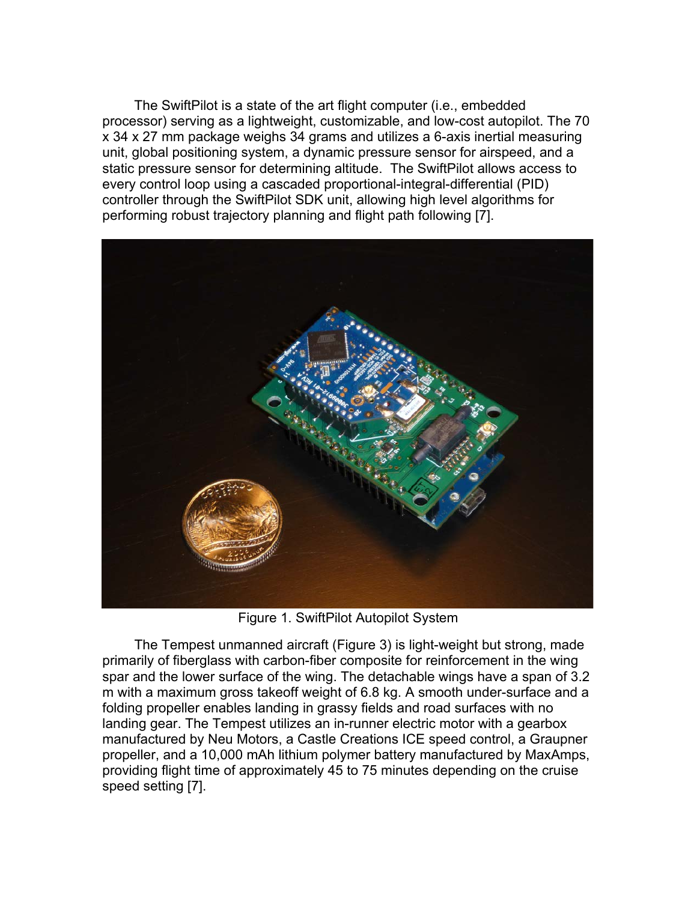The SwiftPilot is a state of the art flight computer (i.e., embedded processor) serving as a lightweight, customizable, and low-cost autopilot. The 70 x 34 x 27 mm package weighs 34 grams and utilizes a 6-axis inertial measuring unit, global positioning system, a dynamic pressure sensor for airspeed, and a static pressure sensor for determining altitude. The SwiftPilot allows access to every control loop using a cascaded proportional-integral-differential (PID) controller through the SwiftPilot SDK unit, allowing high level algorithms for performing robust trajectory planning and flight path following [7].

Figure 1. SwiftPilot Autopilot System

The Tempest unmanned aircraft (Figure 3) is light-weight but strong, made primarily of fiberglass with carbon-fiber composite for reinforcement in the wing spar and the lower surface of the wing. The detachable wings have a span of 3.2 m with a maximum gross takeoff weight of 6.8 kg. A smooth under-surface and a folding propeller enables landing in grassy fields and road surfaces with no landing gear. The Tempest utilizes an in-runner electric motor with a gearbox manufactured by Neu Motors, a Castle Creations ICE speed control, a Graupner propeller, and a 10,000 mAh lithium polymer battery manufactured by MaxAmps, providing flight time of approximately 45 to 75 minutes depending on the cruise speed setting [7].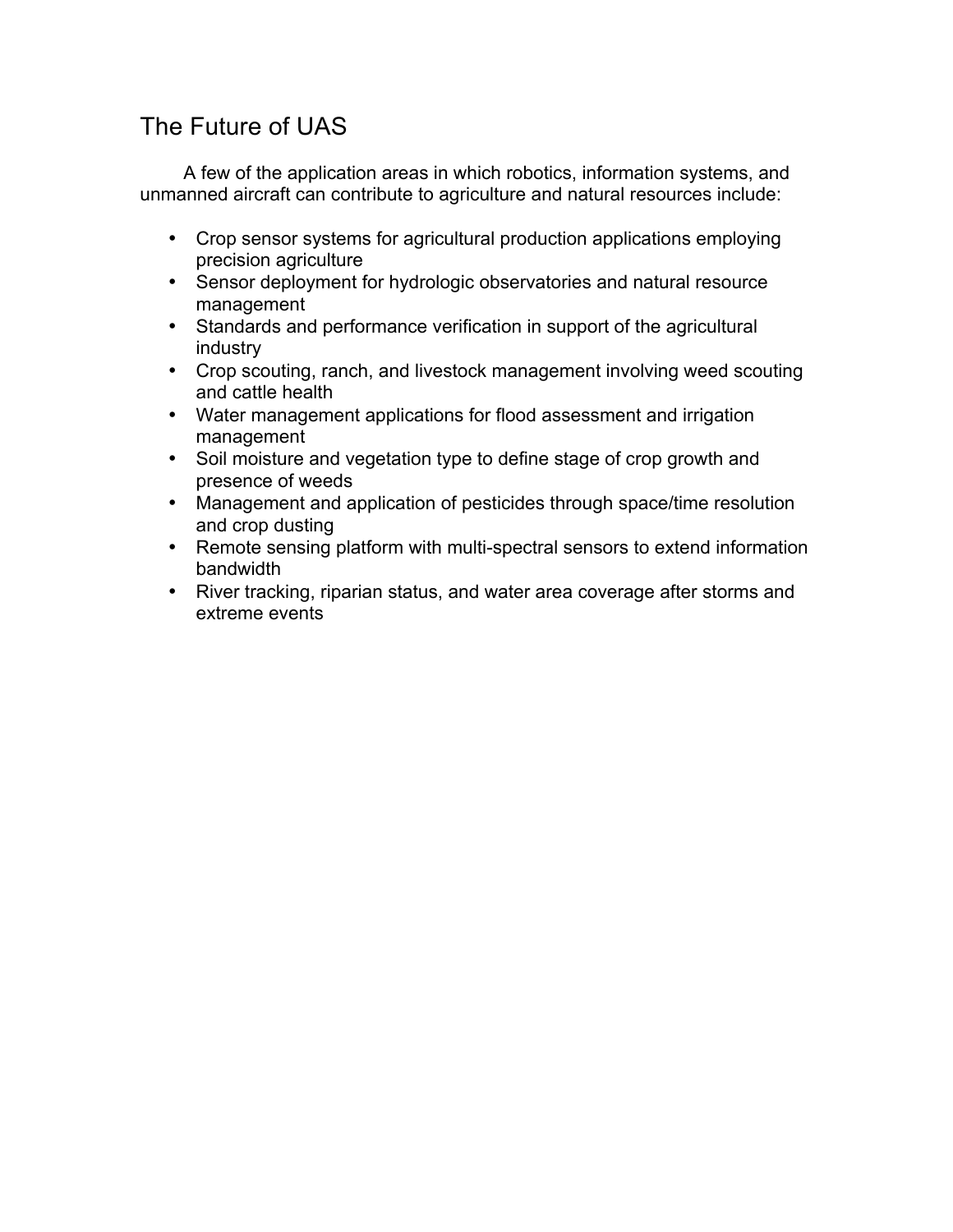## The Future of UAS

A few of the application areas in which robotics, information systems, and unmanned aircraft can contribute to agriculture and natural resources include:

- Crop sensor systems for agricultural production applications employing precision agriculture
- Sensor deployment for hydrologic observatories and natural resource management
- Standards and performance verification in support of the agricultural industry
- Crop scouting, ranch, and livestock management involving weed scouting and cattle health
- Water management applications for flood assessment and irrigation management
- Soil moisture and vegetation type to define stage of crop growth and presence of weeds
- Management and application of pesticides through space/time resolution and crop dusting
- Remote sensing platform with multi-spectral sensors to extend information bandwidth
- River tracking, riparian status, and water area coverage after storms and extreme events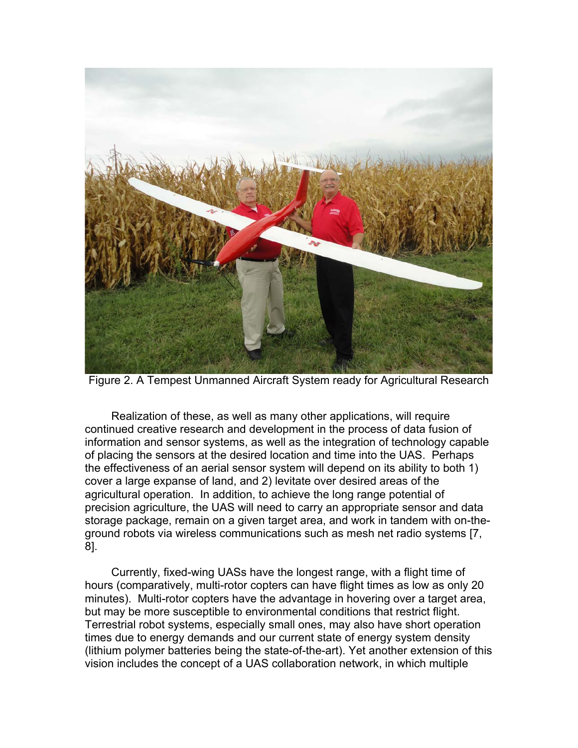Figure 2. A Tempest Unmanned Aircraft System ready for Agricultural Research

Realization of these, as well as many other applications, will require continued creative research and development in the process of data fusion of information and sensor systems, as well as the integration of technology capable of placing the sensors at the desired location and time into the UAS. Perhaps the effectiveness of an aerial sensor system will depend on its ability to both 1) cover a large expanse of land, and 2) levitate over desired areas of the agricultural operation. In addition, to achieve the long range potential of precision agriculture, the UAS will need to carry an appropriate sensor and data storage package, remain on a given target area, and work in tandem with on-the-ground robots via wireless communications such as mesh net radio systems [7, 8].

Currently, fixed-wing UASs have the longest range, with a flight time of hours (comparatively, multi-rotor copters can have flight times as low as only 20 minutes). Multi-rotor copters have the advantage in hovering over a target area, but may be more susceptible to environmental conditions that restrict flight. Terrestrial robot systems, especially small ones, may also have short operation times due to energy demands and our current state of energy system density (lithium polymer batteries being the state-of-the-art). Yet another extension of this vision includes the concept of a UAS collaboration network, in which multiple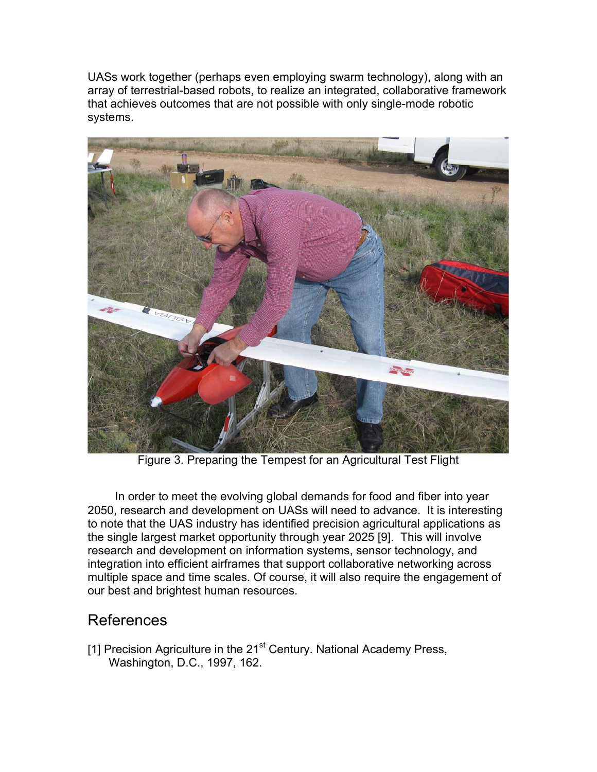UASs work together (perhaps even employing swarm technology), along with an array of terrestrial-based robots, to realize an integrated, collaborative framework that achieves outcomes that are not possible with only single-mode robotic systems.

Figure 3. Preparing the Tempest for an Agricultural Test Flight

In order to meet the evolving global demands for food and fiber into year 2050, research and development on UASs will need to advance. It is interesting to note that the UAS industry has identified precision agricultural applications as the single largest market opportunity through year 2025 [9]. This will involve research and development on information systems, sensor technology, and integration into efficient airframes that support collaborative networking across multiple space and time scales. Of course, it will also require the engagement of our best and brightest human resources.

## References

[1] Precision Agriculture in the 21st Century. National Academy Press, Washington, D.C., 1997, 162.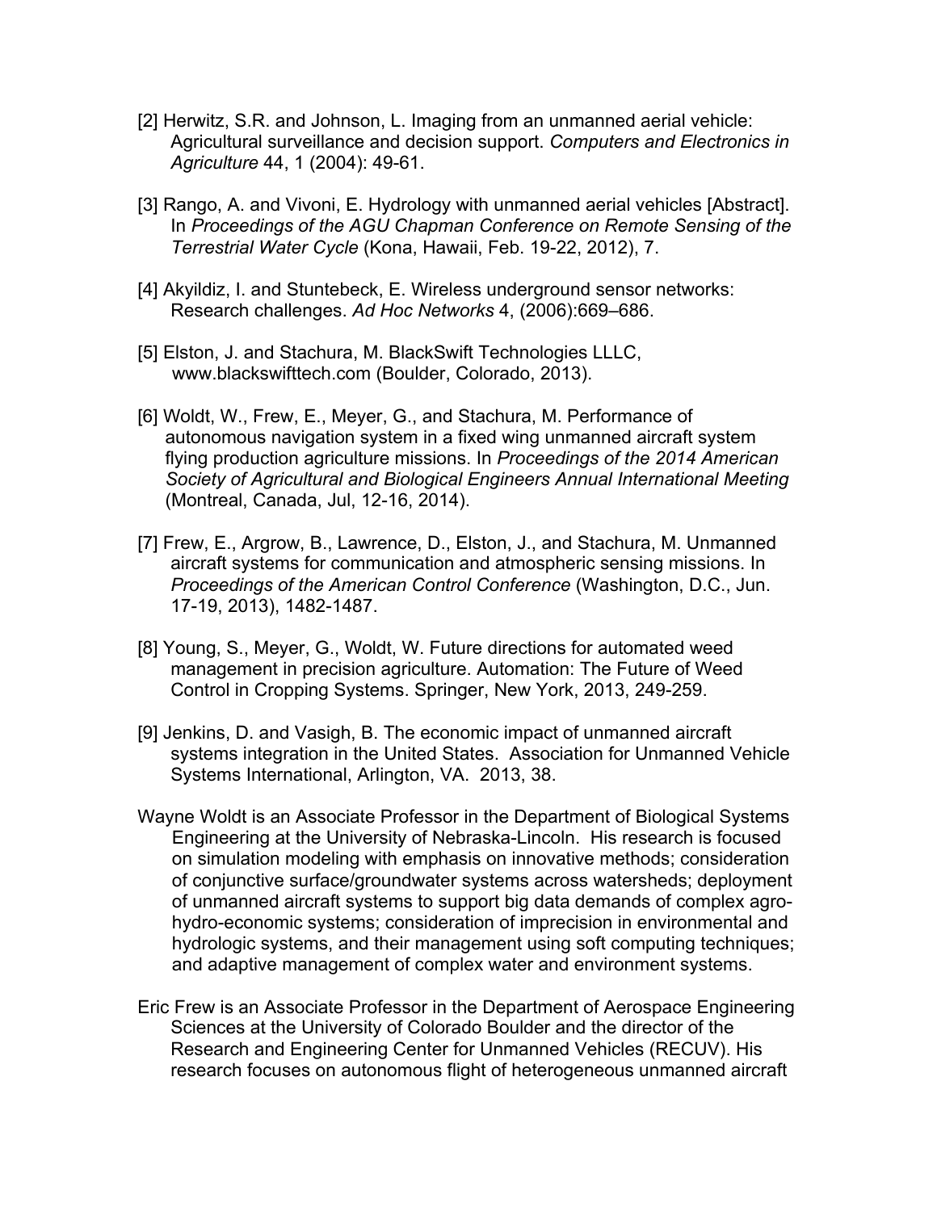[2] Herwitz, S.R. and Johnson, L. Imaging from an unmanned aerial vehicle: Agricultural surveillance and decision support. *Computers and Electronics in Agriculture* 44, 1 (2004): 49-61.

[3] Rango, A. and Vivoni, E. Hydrology with unmanned aerial vehicles [Abstract]. In *Proceedings of the AGU Chapman Conference on Remote Sensing of the Terrestrial Water Cycle* (Kona, Hawaii, Feb. 19-22, 2012), 7.

[4] Akyildiz, I. and Stuntebeck, E. Wireless underground sensor networks: Research challenges. *Ad Hoc Networks* 4, (2006):669–686.

[5] Elston, J. and Stachura, M. BlackSwift Technologies LLLC, www.blackswifttech.com (Boulder, Colorado, 2013).

[6] Woldt, W., Frew, E., Meyer, G., and Stachura, M. Performance of autonomous navigation system in a fixed wing unmanned aircraft system flying production agriculture missions. In *Proceedings of the 2014 American Society of Agricultural and Biological Engineers Annual International Meeting* (Montreal, Canada, Jul, 12-16, 2014).

[7] Frew, E., Argrow, B., Lawrence, D., Elston, J., and Stachura, M. Unmanned aircraft systems for communication and atmospheric sensing missions. In *Proceedings of the American Control Conference* (Washington, D.C., Jun. 17-19, 2013), 1482-1487.

[8] Young, S., Meyer, G., Woldt, W. Future directions for automated weed management in precision agriculture. Automation: The Future of Weed Control in Cropping Systems. Springer, New York, 2013, 249-259.

[9] Jenkins, D. and Vasigh, B. The economic impact of unmanned aircraft systems integration in the United States. Association for Unmanned Vehicle Systems International, Arlington, VA. 2013, 38.

Wayne Woldt is an Associate Professor in the Department of Biological Systems Engineering at the University of Nebraska-Lincoln. His research is focused on simulation modeling with emphasis on innovative methods; consideration of conjunctive surface/groundwater systems across watersheds; deployment of unmanned aircraft systems to support big data demands of complex agro-hydro-economic systems; consideration of imprecision in environmental and hydrologic systems, and their management using soft computing techniques; and adaptive management of complex water and environment systems.

Eric Frew is an Associate Professor in the Department of Aerospace Engineering Sciences at the University of Colorado Boulder and the director of the Research and Engineering Center for Unmanned Vehicles (RECUV). His research focuses on autonomous flight of heterogeneous unmanned aircraft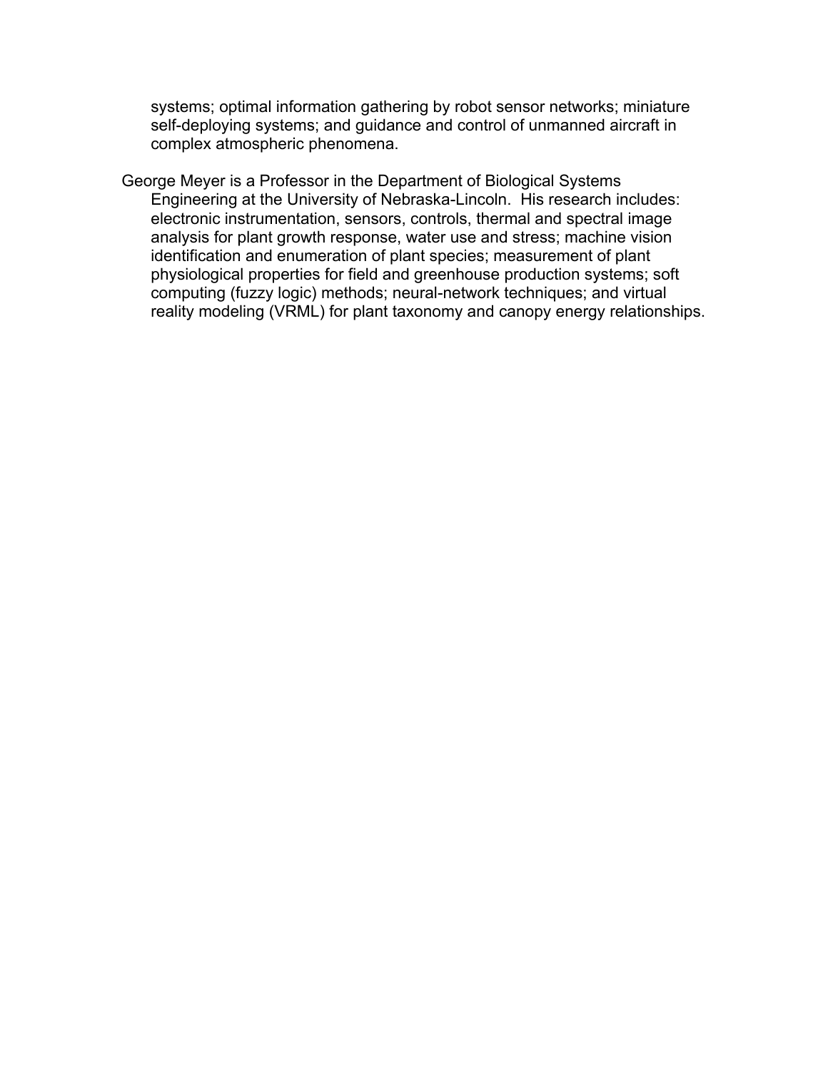systems; optimal information gathering by robot sensor networks; miniature self-deploying systems; and guidance and control of unmanned aircraft in complex atmospheric phenomena.

George Meyer is a Professor in the Department of Biological Systems Engineering at the University of Nebraska-Lincoln. His research includes: electronic instrumentation, sensors, controls, thermal and spectral image analysis for plant growth response, water use and stress; machine vision identification and enumeration of plant species; measurement of plant physiological properties for field and greenhouse production systems; soft computing (fuzzy logic) methods; neural-network techniques; and virtual reality modeling (VRML) for plant taxonomy and canopy energy relationships.